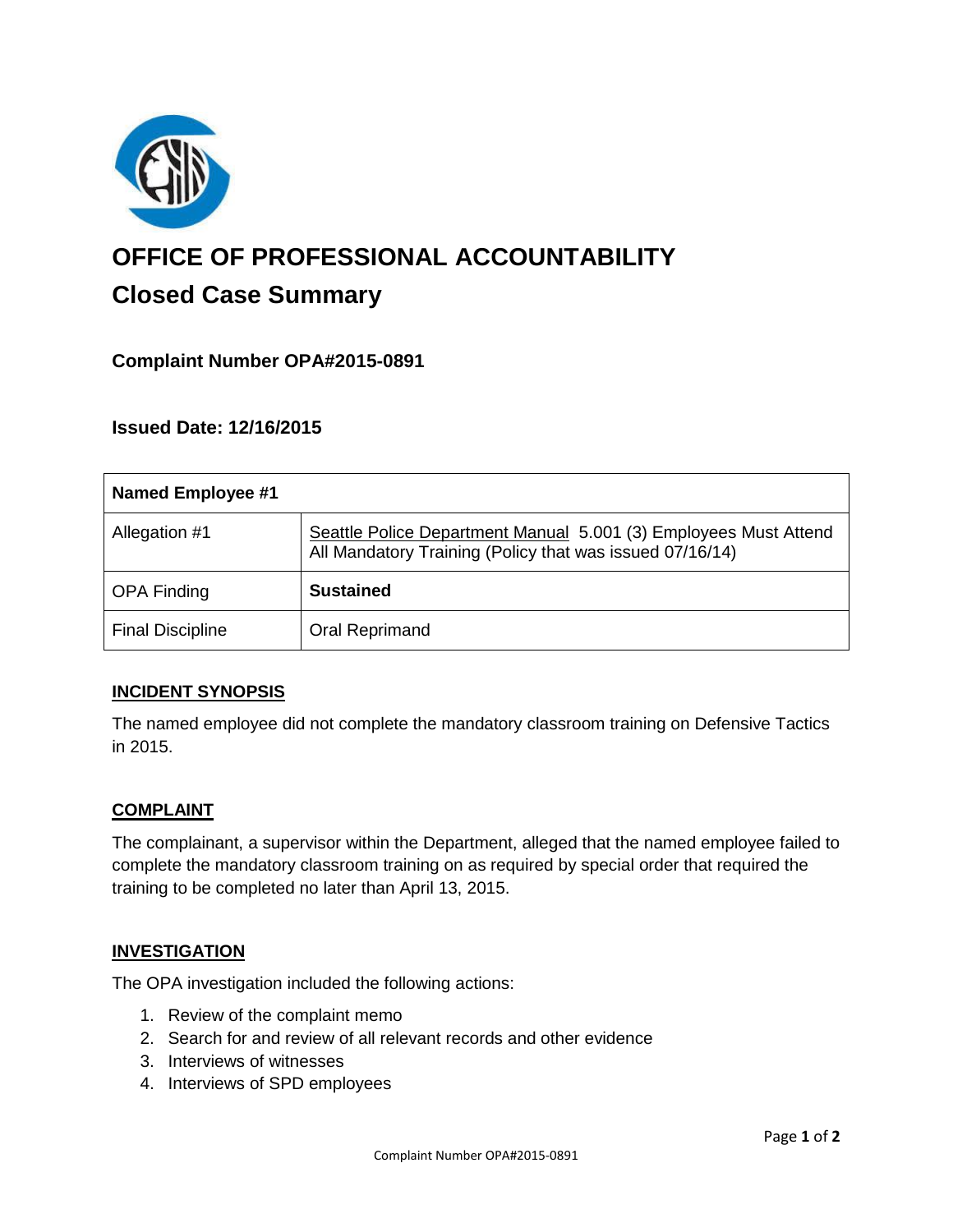# OFFICE OF PROFESSIONAL ACCOUNTABILITY

## Closed Case Summary

### Complaint Number OPA#2015-0891

### Issued Date: 12/16/2015

| Named Employee #1 | |
|---|---|
| Allegation #1 | Seattle Police Department Manual 5.001 (3) Employees Must Attend All Mandatory Training (Policy that was issued 07/16/14) |
| OPA Finding | **Sustained** |
| Final Discipline | Oral Reprimand |

**INCIDENT SYNOPSIS**

The named employee did not complete the mandatory classroom training on Defensive Tactics in 2015.

**COMPLAINT**

The complainant, a supervisor within the Department, alleged that the named employee failed to complete the mandatory classroom training on as required by special order that required the training to be completed no later than April 13, 2015.

**INVESTIGATION**

The OPA investigation included the following actions:

1. Review of the complaint memo
2. Search for and review of all relevant records and other evidence
3. Interviews of witnesses
4. Interviews of SPD employees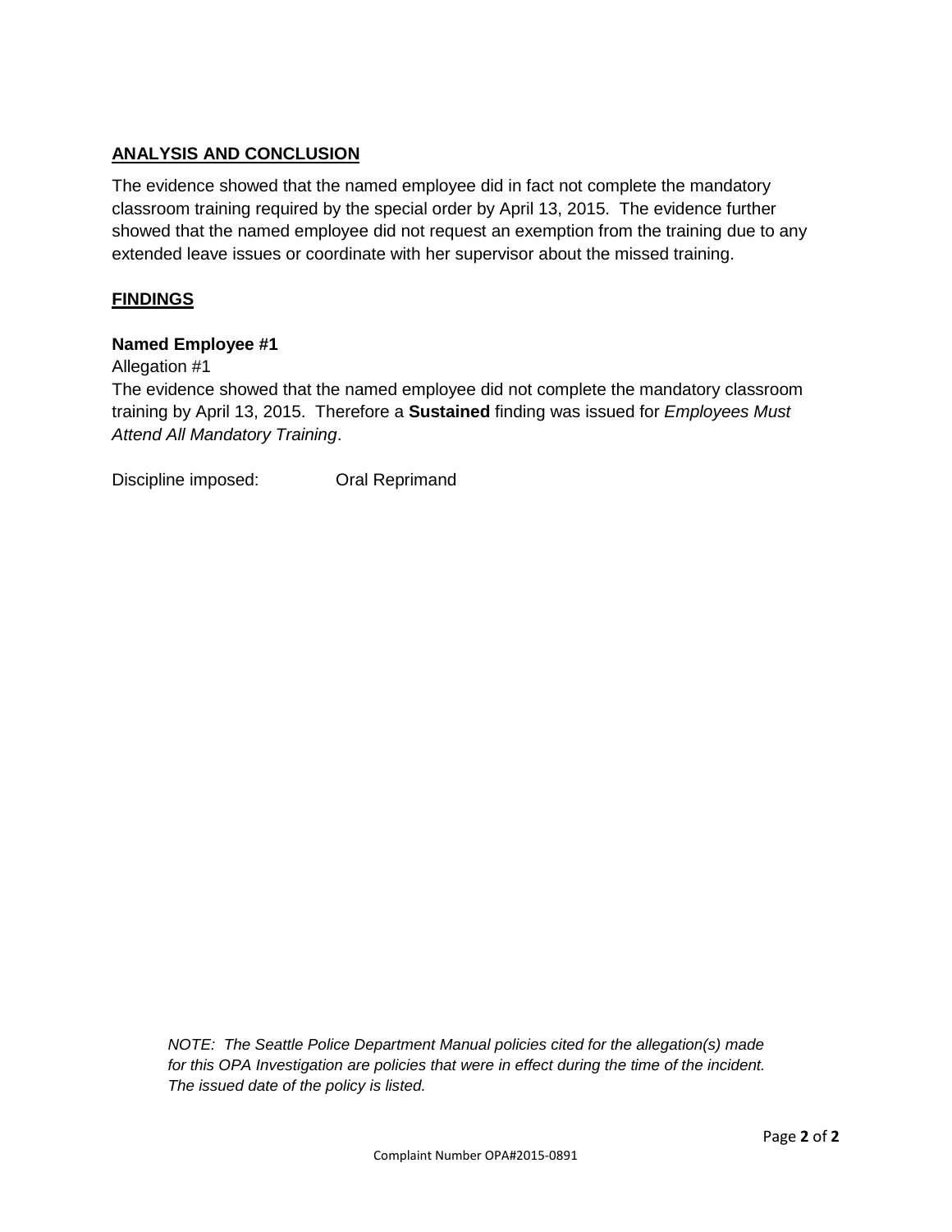## ANALYSIS AND CONCLUSION

The evidence showed that the named employee did in fact not complete the mandatory classroom training required by the special order by April 13, 2015. The evidence further showed that the named employee did not request an exemption from the training due to any extended leave issues or coordinate with her supervisor about the missed training.

## FINDINGS

**Named Employee #1**

Allegation #1

The evidence showed that the named employee did not complete the mandatory classroom training by April 13, 2015. Therefore a **Sustained** finding was issued for *Employees Must Attend All Mandatory Training*.

Discipline imposed: Oral Reprimand

*NOTE: The Seattle Police Department Manual policies cited for the allegation(s) made for this OPA Investigation are policies that were in effect during the time of the incident. The issued date of the policy is listed.*

Complaint Number OPA#2015-0891